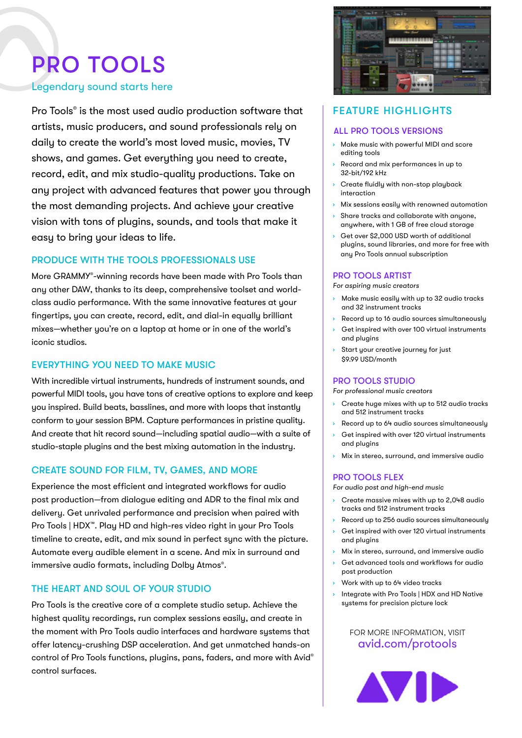# PRO TOOLS

Legendary sound starts here

Pro Tools® is the most used audio production software that artists, music producers, and sound professionals rely on daily to create the world's most loved music, movies, TV shows, and games. Get everything you need to create, record, edit, and mix studio-quality productions. Take on any project with advanced features that power you through the most demanding projects. And achieve your creative vision with tons of plugins, sounds, and tools that make it easy to bring your ideas to life.

## PRODUCE WITH THE TOOLS PROFESSIONALS USE

More GRAMMY®-winning records have been made with Pro Tools than any other DAW, thanks to its deep, comprehensive toolset and world-class audio performance. With the same innovative features at your fingertips, you can create, record, edit, and dial-in equally brilliant mixes—whether you're on a laptop at home or in one of the world's iconic studios.

## EVERYTHING YOU NEED TO MAKE MUSIC

With incredible virtual instruments, hundreds of instrument sounds, and powerful MIDI tools, you have tons of creative options to explore and keep you inspired. Build beats, basslines, and more with loops that instantly conform to your session BPM. Capture performances in pristine quality. And create that hit record sound—including spatial audio—with a suite of studio-staple plugins and the best mixing automation in the industry.

## CREATE SOUND FOR FILM, TV, GAMES, AND MORE

Experience the most efficient and integrated workflows for audio post production—from dialogue editing and ADR to the final mix and delivery. Get unrivaled performance and precision when paired with Pro Tools | HDX™. Play HD and high-res video right in your Pro Tools timeline to create, edit, and mix sound in perfect sync with the picture. Automate every audible element in a scene. And mix in surround and immersive audio formats, including Dolby Atmos®.

## THE HEART AND SOUL OF YOUR STUDIO

Pro Tools is the creative core of a complete studio setup. Achieve the highest quality recordings, run complex sessions easily, and create in the moment with Pro Tools audio interfaces and hardware systems that offer latency-crushing DSP acceleration. And get unmatched hands-on control of Pro Tools functions, plugins, pans, faders, and more with Avid® control surfaces.

## FEATURE HIGHLIGHTS

### ALL PRO TOOLS VERSIONS

- Make music with powerful MIDI and score editing tools
- Record and mix performances in up to 32-bit/192 kHz
- Create fluidly with non-stop playback interaction
- Mix sessions easily with renowned automation
- Share tracks and collaborate with anyone, anywhere, with 1 GB of free cloud storage
- Get over $2,000 USD worth of additional plugins, sound libraries, and more for free with any Pro Tools annual subscription

### PRO TOOLS ARTIST

*For aspiring music creators*

- Make music easily with up to 32 audio tracks and 32 instrument tracks
- Record up to 16 audio sources simultaneously
- Get inspired with over 100 virtual instruments and plugins
- Start your creative journey for just $9.99 USD/month

### PRO TOOLS STUDIO

*For professional music creators*

- Create huge mixes with up to 512 audio tracks and 512 instrument tracks
- Record up to 64 audio sources simultaneously
- Get inspired with over 120 virtual instruments and plugins
- Mix in stereo, surround, and immersive audio

### PRO TOOLS FLEX

*For audio post and high-end music*

- Create massive mixes with up to 2,048 audio tracks and 512 instrument tracks
- Record up to 256 audio sources simultaneously
- Get inspired with over 120 virtual instruments and plugins
- Mix in stereo, surround, and immersive audio
- Get advanced tools and workflows for audio post production
- Work with up to 64 video tracks
- Integrate with Pro Tools | HDX and HD Native systems for precision picture lock

FOR MORE INFORMATION, VISIT
avid.com/protools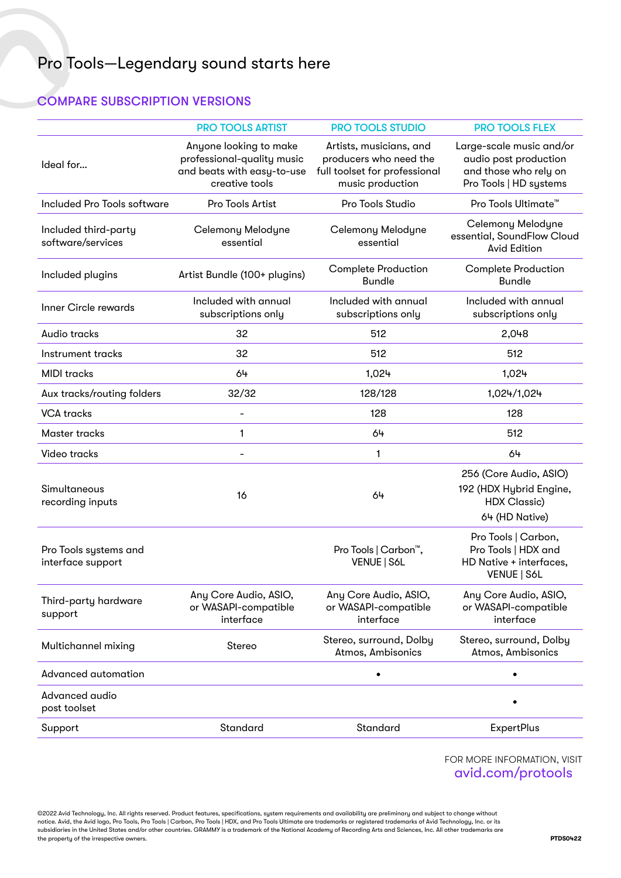# Pro Tools—Legendary sound starts here

## COMPARE SUBSCRIPTION VERSIONS

| | PRO TOOLS ARTIST | PRO TOOLS STUDIO | PRO TOOLS FLEX |
|---|---|---|---|
| Ideal for... | Anyone looking to make professional-quality music and beats with easy-to-use creative tools | Artists, musicians, and producers who need the full toolset for professional music production | Large-scale music and/or audio post production and those who rely on Pro Tools \| HD systems |
| Included Pro Tools software | Pro Tools Artist | Pro Tools Studio | Pro Tools Ultimate™ |
| Included third-party software/services | Celemony Melodyne essential | Celemony Melodyne essential | Celemony Melodyne essential, SoundFlow Cloud Avid Edition |
| Included plugins | Artist Bundle (100+ plugins) | Complete Production Bundle | Complete Production Bundle |
| Inner Circle rewards | Included with annual subscriptions only | Included with annual subscriptions only | Included with annual subscriptions only |
| Audio tracks | 32 | 512 | 2,048 |
| Instrument tracks | 32 | 512 | 512 |
| MIDI tracks | 64 | 1,024 | 1,024 |
| Aux tracks/routing folders | 32/32 | 128/128 | 1,024/1,024 |
| VCA tracks | - | 128 | 128 |
| Master tracks | 1 | 64 | 512 |
| Video tracks | - | 1 | 64 |
| Simultaneous recording inputs | 16 | 64 | 256 (Core Audio, ASIO) 192 (HDX Hybrid Engine, HDX Classic) 64 (HD Native) |
| Pro Tools systems and interface support | | Pro Tools \| Carbon™, VENUE \| S6L | Pro Tools \| Carbon, Pro Tools \| HDX and HD Native + interfaces, VENUE \| S6L |
| Third-party hardware support | Any Core Audio, ASIO, or WASAPI-compatible interface | Any Core Audio, ASIO, or WASAPI-compatible interface | Any Core Audio, ASIO, or WASAPI-compatible interface |
| Multichannel mixing | Stereo | Stereo, surround, Dolby Atmos, Ambisonics | Stereo, surround, Dolby Atmos, Ambisonics |
| Advanced automation | | • | • |
| Advanced audio post toolset | | | • |
| Support | Standard | Standard | ExpertPlus |

FOR MORE INFORMATION, VISIT
avid.com/protools

©2022 Avid Technology, Inc. All rights reserved. Product features, specifications, system requirements and availability are preliminary and subject to change without notice. Avid, the Avid logo, Pro Tools, Pro Tools | Carbon, Pro Tools | HDX, and Pro Tools Ultimate are trademarks or registered trademarks of Avid Technology, Inc. or its subsidiaries in the United States and/or other countries. GRAMMY is a trademark of the National Academy of Recording Arts and Sciences, Inc. All other trademarks are the property of the irrespective owners.

PTDS0422